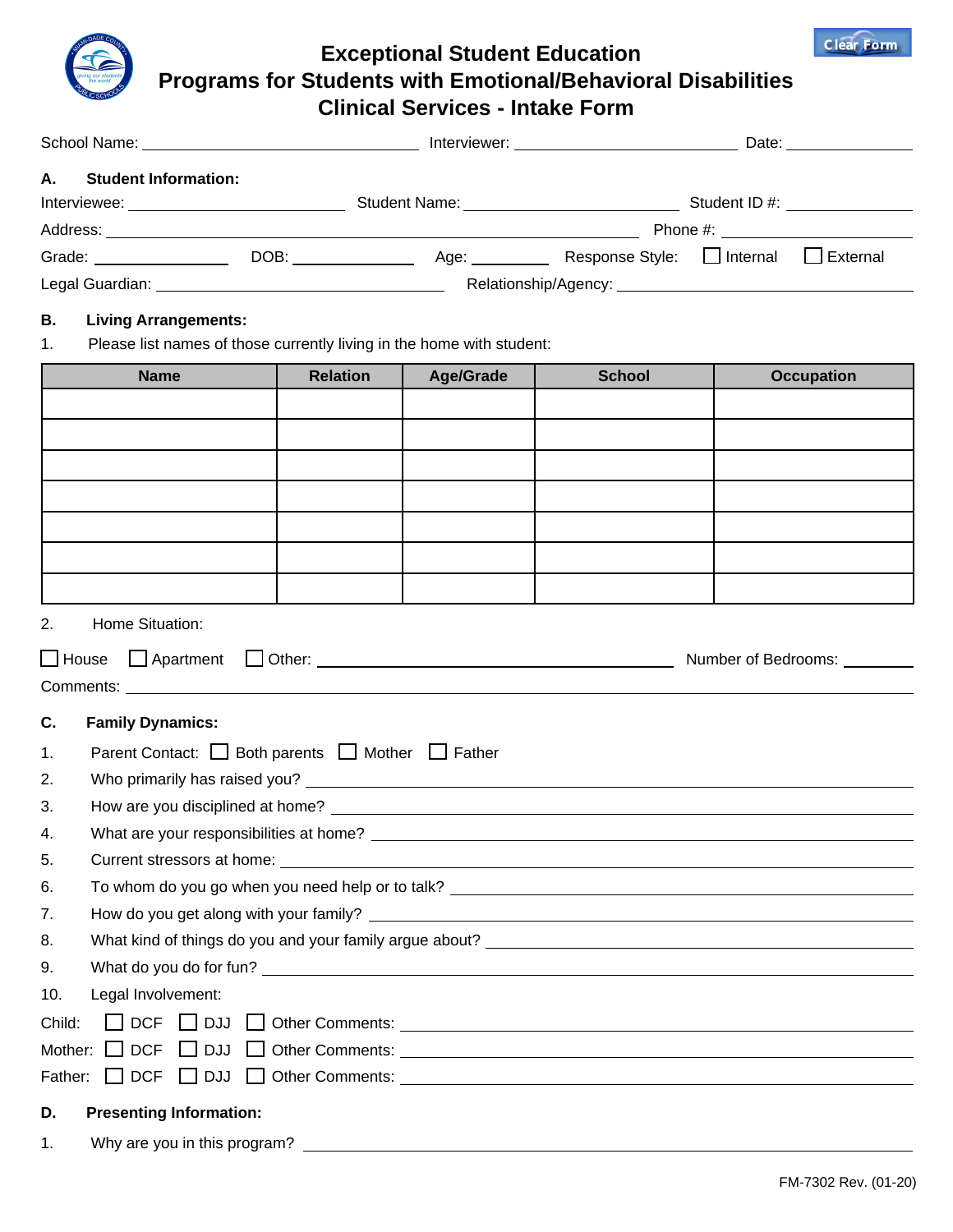# Exceptional Student Education
## Programs for Students with Emotional/Behavioral Disabilities
## Clinical Services - Intake Form

Clear Form

School Name: ______________________ Interviewer: ______________________ Date: ______________

**A. Student Information:**

Interviewee: ______________________ Student Name: ______________________ Student ID #: ______________

Address: ______________________________________________ Phone #: ______________

Grade: ____________ DOB: ____________ Age: ________ Response Style: ☐ Internal ☐ External

Legal Guardian: ______________________ Relationship/Agency: ______________________

**B. Living Arrangements:**

1. Please list names of those currently living in the home with student:

| Name | Relation | Age/Grade | School | Occupation |
|---|---|---|---|---|
| | | | | |
| | | | | |
| | | | | |
| | | | | |
| | | | | |
| | | | | |
| | | | | |

2. Home Situation:

☐ House ☐ Apartment ☐ Other: ______________________ Number of Bedrooms: ________

Comments: ______________________________________________

**C. Family Dynamics:**

1. Parent Contact: ☐ Both parents ☐ Mother ☐ Father
2. Who primarily has raised you? ______________________
3. How are you disciplined at home? ______________________
4. What are your responsibilities at home? ______________________
5. Current stressors at home: ______________________
6. To whom do you go when you need help or to talk? ______________________
7. How do you get along with your family? ______________________
8. What kind of things do you and your family argue about? ______________________
9. What do you do for fun? ______________________
10. Legal Involvement:

Child: ☐ DCF ☐ DJJ ☐ Other Comments: ______________________

Mother: ☐ DCF ☐ DJJ ☐ Other Comments: ______________________

Father: ☐ DCF ☐ DJJ ☐ Other Comments: ______________________

**D. Presenting Information:**

1. Why are you in this program? ______________________

FM-7302 Rev. (01-20)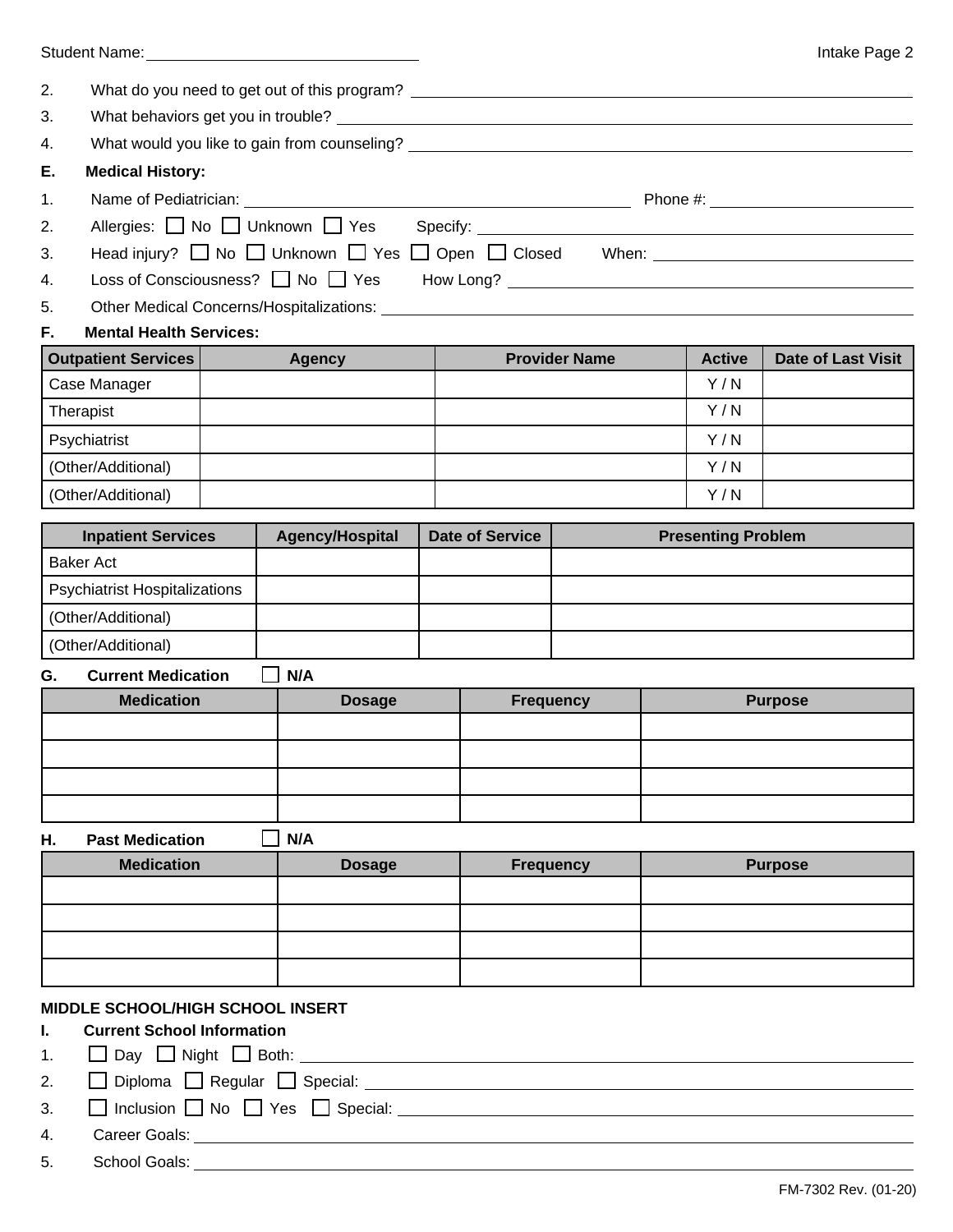Student Name: ______________________________

2. What do you need to get out of this program? ______________________________
3. What behaviors get you in trouble? ______________________________
4. What would you like to gain from counseling? ______________________________

**E. Medical History:**

1. Name of Pediatrician: ______________________________ Phone #: ______________________________
2. Allergies: ☐ No ☐ Unknown ☐ Yes Specify: ______________________________
3. Head injury? ☐ No ☐ Unknown ☐ Yes ☐ Open ☐ Closed When: ______________________________
4. Loss of Consciousness? ☐ No ☐ Yes How Long? ______________________________
5. Other Medical Concerns/Hospitalizations: ______________________________

**F. Mental Health Services:**

| Outpatient Services | Agency | Provider Name | Active | Date of Last Visit |
|---|---|---|---|---|
| Case Manager | | | Y / N | |
| Therapist | | | Y / N | |
| Psychiatrist | | | Y / N | |
| (Other/Additional) | | | Y / N | |
| (Other/Additional) | | | Y / N | |

| Inpatient Services | Agency/Hospital | Date of Service | Presenting Problem |
|---|---|---|---|
| Baker Act | | | |
| Psychiatrist Hospitalizations | | | |
| (Other/Additional) | | | |
| (Other/Additional) | | | |

**G. Current Medication** ☐ **N/A**

| Medication | Dosage | Frequency | Purpose |
|---|---|---|---|
| | | | |
| | | | |
| | | | |
| | | | |

**H. Past Medication** ☐ **N/A**

| Medication | Dosage | Frequency | Purpose |
|---|---|---|---|
| | | | |
| | | | |
| | | | |
| | | | |

**MIDDLE SCHOOL/HIGH SCHOOL INSERT**

**I. Current School Information**

1. ☐ Day ☐ Night ☐ Both: ______________________________
2. ☐ Diploma ☐ Regular ☐ Special: ______________________________
3. ☐ Inclusion ☐ No ☐ Yes ☐ Special: ______________________________
4. Career Goals: ______________________________
5. School Goals: ______________________________

FM-7302 Rev. (01-20)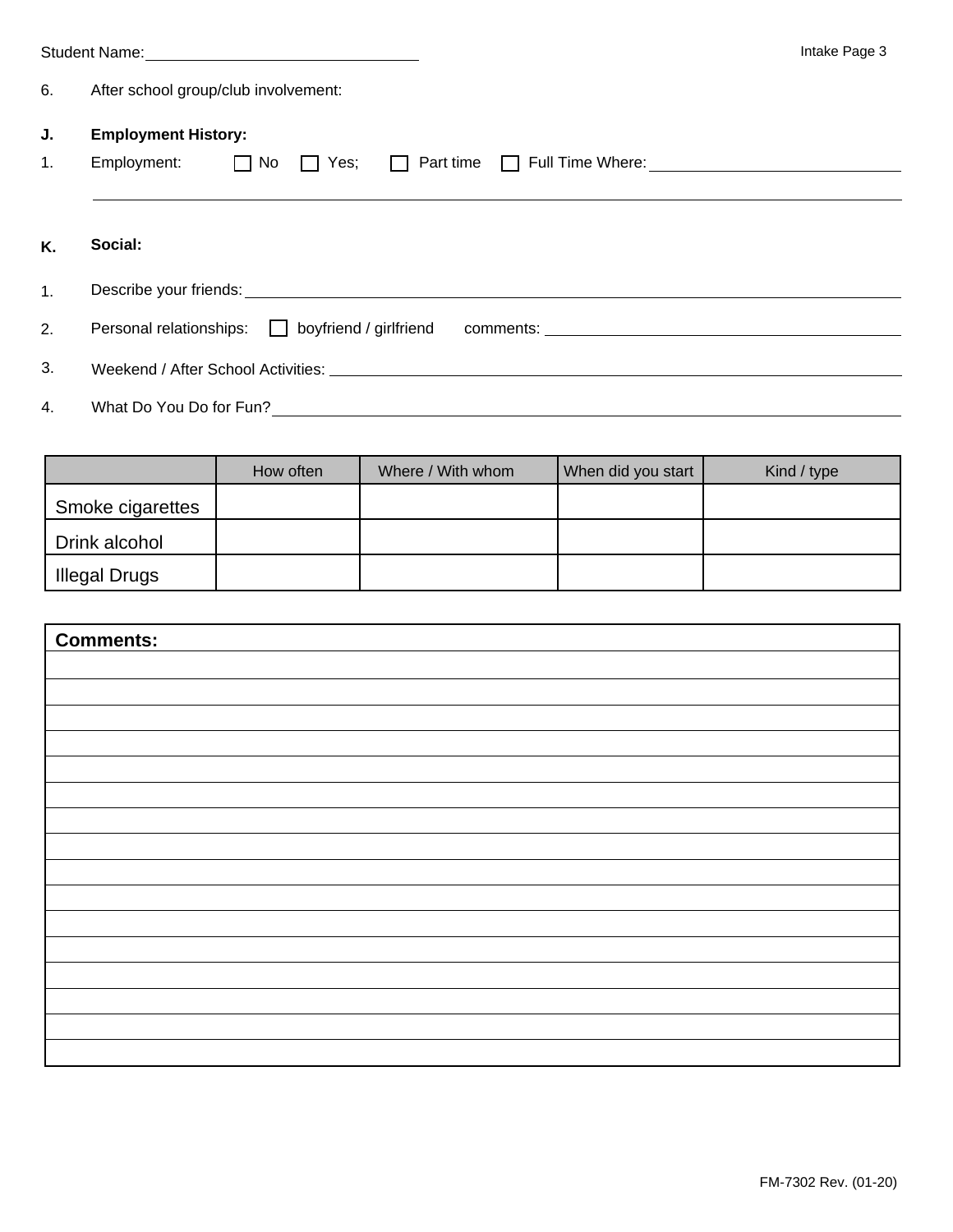Student Name: ______________________________

6. After school group/club involvement:

**J. Employment History:**

1. Employment: ☐ No ☐ Yes; ☐ Part time ☐ Full Time Where: ______________________________

______________________________________________________________________

**K. Social:**

1. Describe your friends: ______________________________
2. Personal relationships: ☐ boyfriend / girlfriend comments: ______________________________
3. Weekend / After School Activities: ______________________________
4. What Do You Do for Fun? ______________________________

| | How often | Where / With whom | When did you start | Kind / type |
|---|---|---|---|---|
| Smoke cigarettes | | | | |
| Drink alcohol | | | | |
| Illegal Drugs | | | | |

**Comments:**

FM-7302 Rev. (01-20)